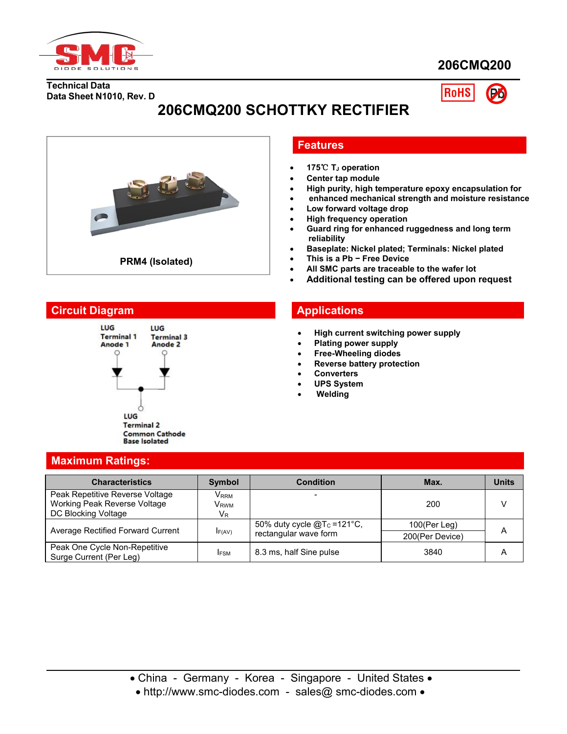206CMQ200

Technical Data
Data Sheet N1010, Rev. D

# 206CMQ200 SCHOTTKY RECTIFIER

PRM4 (Isolated)

## Features

- 175℃ $T_J$ operation
- Center tap module
- High purity, high temperature epoxy encapsulation for
- enhanced mechanical strength and moisture resistance
- Low forward voltage drop
- High frequency operation
- Guard ring for enhanced ruggedness and long term reliability
- Baseplate: Nickel plated; Terminals: Nickel plated
- This is a Pb − Free Device
- All SMC parts are traceable to the wafer lot
- Additional testing can be offered upon request

## Circuit Diagram

LUG Terminal 1 Anode 1

LUG Terminal 3 Anode 2

LUG Terminal 2 Common Cathode Base Isolated

## Applications

- High current switching power supply
- Plating power supply
- Free-Wheeling diodes
- Reverse battery protection
- Converters
- UPS System
- Welding

## Maximum Ratings:

| Characteristics | Symbol | Condition | Max. | Units |
|---|---|---|---|---|
| Peak Repetitive Reverse Voltage<br>Working Peak Reverse Voltage<br>DC Blocking Voltage | $V_{RRM}$<br>$V_{RWM}$<br>$V_R$ | - | 200 | V |
| Average Rectified Forward Current | $I_{F(AV)}$ | 50% duty cycle @$T_C$ =121°C, rectangular wave form | 100(Per Leg)<br>200(Per Device) | A |
| Peak One Cycle Non-Repetitive Surge Current (Per Leg) | $I_{FSM}$ | 8.3 ms, half Sine pulse | 3840 | A |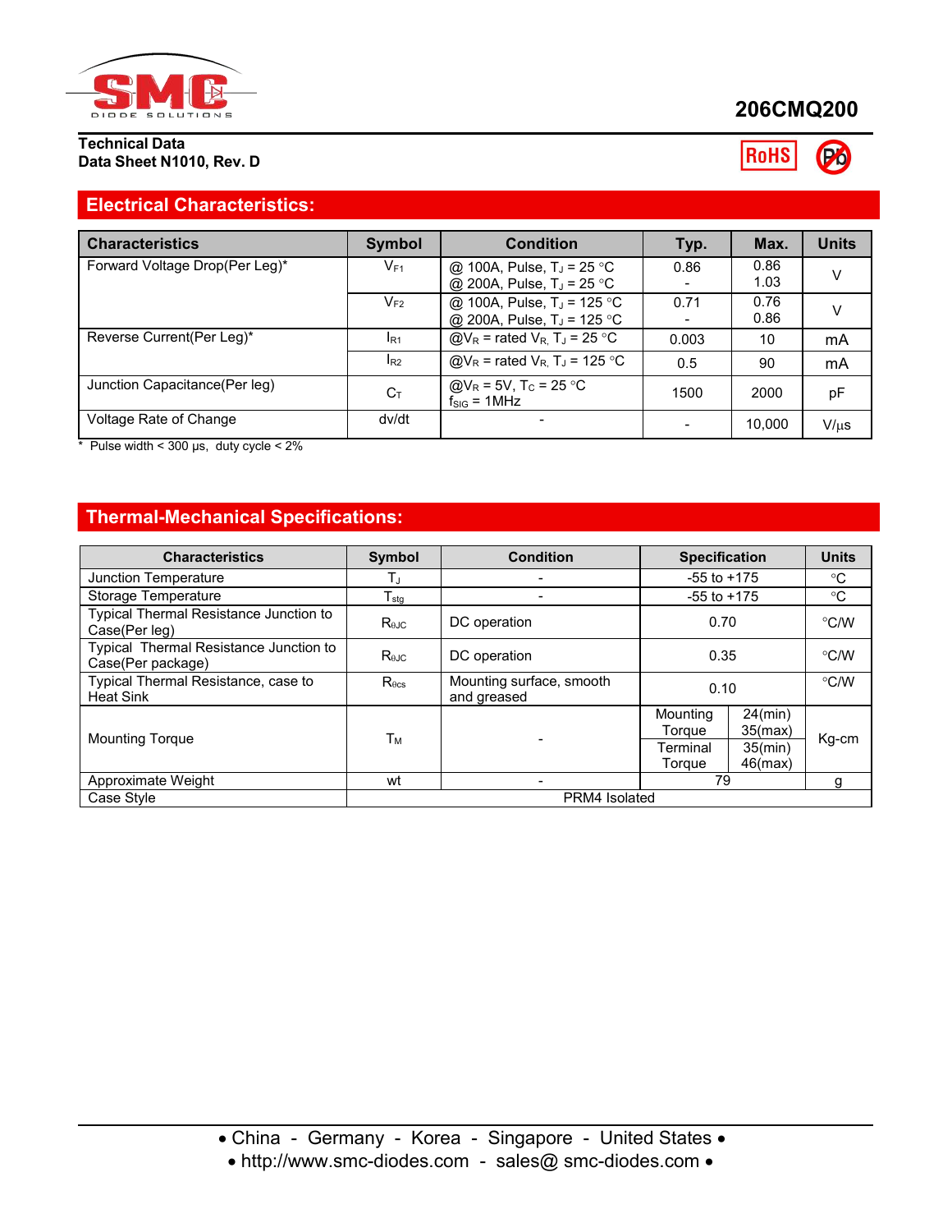**206CMQ200**

**Technical Data**
**Data Sheet N1010, Rev. D**

RoHS Pb

## Electrical Characteristics:

| Characteristics | Symbol | Condition | Typ. | Max. | Units |
|---|---|---|---|---|---|
| Forward Voltage Drop(Per Leg)* | $V_{F1}$ | @ 100A, Pulse, $T_J$ = 25 °C<br>@ 200A, Pulse, $T_J$ = 25 °C | 0.86<br>- | 0.86<br>1.03 | V |
| | $V_{F2}$ | @ 100A, Pulse, $T_J$ = 125 °C<br>@ 200A, Pulse, $T_J$ = 125 °C | 0.71<br>- | 0.76<br>0.86 | V |
| Reverse Current(Per Leg)* | $I_{R1}$ | @$V_R$ = rated $V_R$, $T_J$ = 25 °C | 0.003 | 10 | mA |
| | $I_{R2}$ | @$V_R$ = rated $V_R$, $T_J$ = 125 °C | 0.5 | 90 | mA |
| Junction Capacitance(Per leg) | $C_T$ | @$V_R$ = 5V, $T_C$ = 25 °C<br>$f_{SIG}$ = 1MHz | 1500 | 2000 | pF |
| Voltage Rate of Change | dv/dt | - | - | 10,000 | V/µs |

\* Pulse width < 300 µs, duty cycle < 2%

## Thermal-Mechanical Specifications:

| Characteristics | Symbol | Condition | Specification | | Units |
|---|---|---|---|---|---|
| Junction Temperature | $T_J$ | - | -55 to +175 | | °C |
| Storage Temperature | $T_{stg}$ | - | -55 to +175 | | °C |
| Typical Thermal Resistance Junction to Case(Per leg) | $R_{\theta JC}$ | DC operation | 0.70 | | °C/W |
| Typical Thermal Resistance Junction to Case(Per package) | $R_{\theta JC}$ | DC operation | 0.35 | | °C/W |
| Typical Thermal Resistance, case to Heat Sink | $R_{\theta cs}$ | Mounting surface, smooth and greased | 0.10 | | °C/W |
| Mounting Torque | $T_M$ | - | Mounting Torque | 24(min)<br>35(max) | Kg-cm |
| | | | Terminal Torque | 35(min)<br>46(max) | |
| Approximate Weight | wt | - | 79 | | g |
| Case Style | PRM4 Isolated | | | | |

• China - Germany - Korea - Singapore - United States •
• http://www.smc-diodes.com - sales@ smc-diodes.com •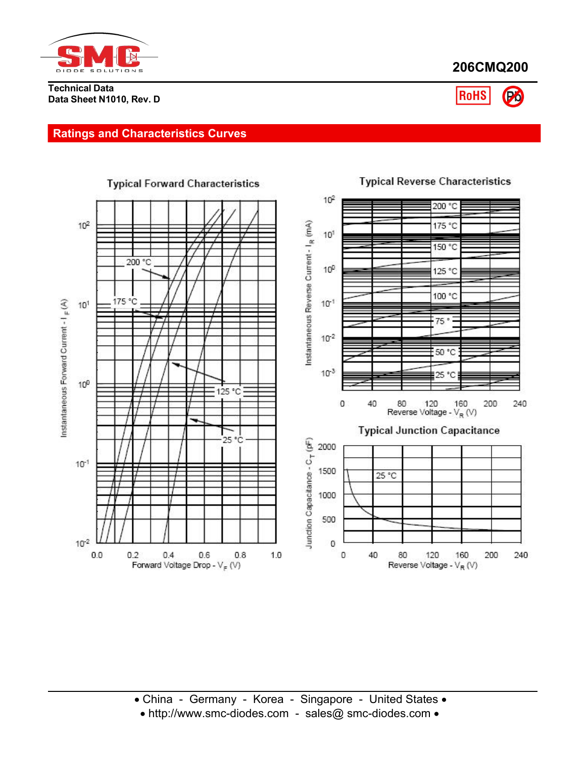# 206CMQ200

**Technical Data**
**Data Sheet N1010, Rev. D**

## Ratings and Characteristics Curves

### Typical Forward Characteristics

Instantaneous Forward Current - $I_F$ (A)

Forward Voltage Drop - $V_F$ (V)

200 °C, 175 °C, 125 °C, 25 °C

### Typical Reverse Characteristics

Instantaneous Reverse Current - $I_R$ (mA)

Reverse Voltage - $V_R$ (V)

200 °C, 175 °C, 150 °C, 125 °C, 100 °C, 75 °, 50 °C, 25 °C

### Typical Junction Capacitance

Junction Capacitance - $C_T$ (pF)

Reverse Voltage - $V_R$ (V)

25 °C

• China - Germany - Korea - Singapore - United States •
• http://www.smc-diodes.com - sales@ smc-diodes.com •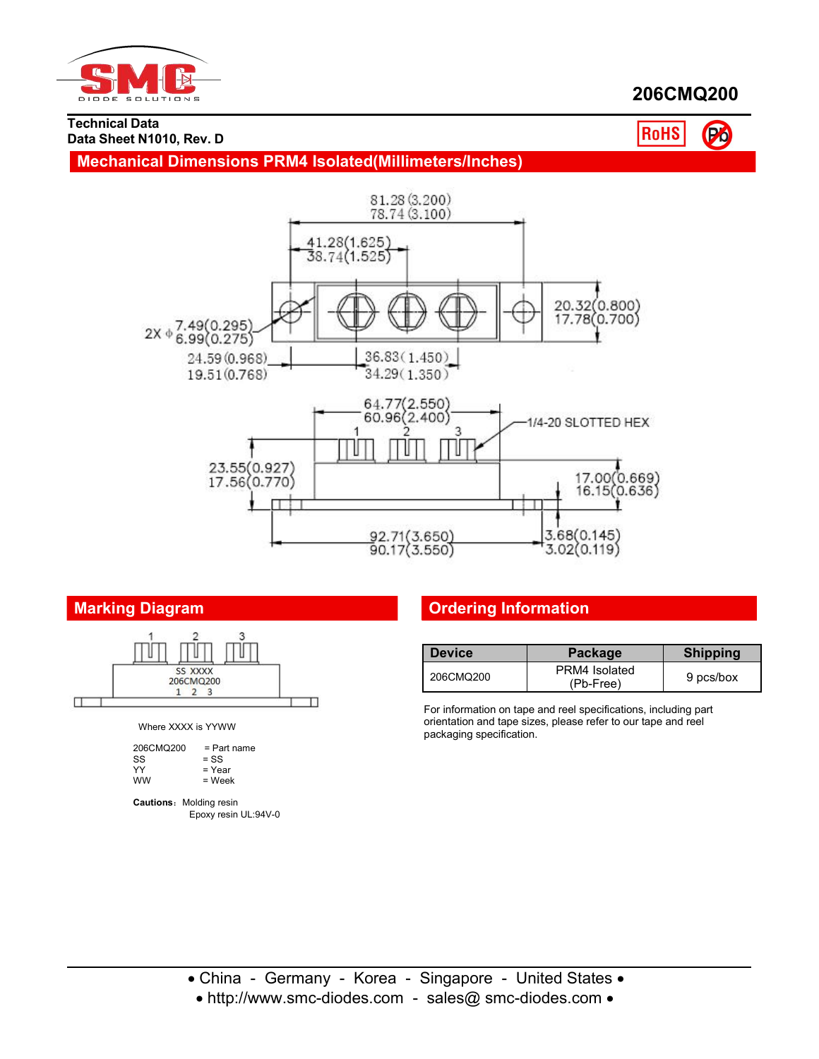**206CMQ200**

**Technical Data**
**Data Sheet N1010, Rev. D**

RoHS Pb

## Mechanical Dimensions PRM4 Isolated(Millimeters/Inches)

81.28 (3.200)
78.74 (3.100)

41.28 (1.625)
38.74 (1.525)

20.32 (0.800)
17.78 (0.700)

2X ϕ 7.49 (0.295)
6.99 (0.275)

24.59 (0.968)
19.51 (0.768)

36.83 (1.450)
34.29 (1.350)

64.77 (2.550)
60.96 (2.400)

1 2 3

1/4-20 SLOTTED HEX

23.55 (0.927)
17.56 (0.770)

17.00 (0.669)
16.15 (0.636)

92.71 (3.650)
90.17 (3.550)

3.68 (0.145)
3.02 (0.119)

## Marking Diagram

1 2 3

SS XXXX
206CMQ200
1 2 3

Where XXXX is YYWW

206CMQ200 = Part name
SS = SS
YY = Year
WW = Week

**Cautions**: Molding resin
Epoxy resin UL:94V-0

## Ordering Information

| Device | Package | Shipping |
|---|---|---|
| 206CMQ200 | PRM4 Isolated (Pb-Free) | 9 pcs/box |

For information on tape and reel specifications, including part orientation and tape sizes, please refer to our tape and reel packaging specification.

• China - Germany - Korea - Singapore - United States •
• http://www.smc-diodes.com - sales@ smc-diodes.com •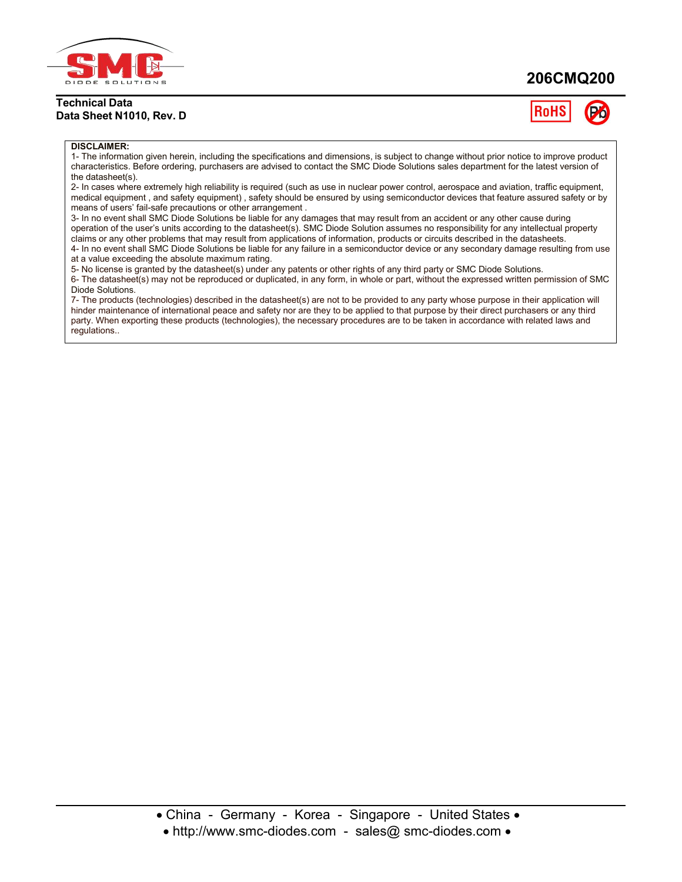**206CMQ200**

**Technical Data**
**Data Sheet N1010, Rev. D**

**DISCLAIMER:**

1- The information given herein, including the specifications and dimensions, is subject to change without prior notice to improve product characteristics. Before ordering, purchasers are advised to contact the SMC Diode Solutions sales department for the latest version of the datasheet(s).

2- In cases where extremely high reliability is required (such as use in nuclear power control, aerospace and aviation, traffic equipment, medical equipment , and safety equipment) , safety should be ensured by using semiconductor devices that feature assured safety or by means of users' fail-safe precautions or other arrangement .

3- In no event shall SMC Diode Solutions be liable for any damages that may result from an accident or any other cause during operation of the user's units according to the datasheet(s). SMC Diode Solution assumes no responsibility for any intellectual property claims or any other problems that may result from applications of information, products or circuits described in the datasheets.

4- In no event shall SMC Diode Solutions be liable for any failure in a semiconductor device or any secondary damage resulting from use at a value exceeding the absolute maximum rating.

5- No license is granted by the datasheet(s) under any patents or other rights of any third party or SMC Diode Solutions.

6- The datasheet(s) may not be reproduced or duplicated, in any form, in whole or part, without the expressed written permission of SMC Diode Solutions.

7- The products (technologies) described in the datasheet(s) are not to be provided to any party whose purpose in their application will hinder maintenance of international peace and safety nor are they to be applied to that purpose by their direct purchasers or any third party. When exporting these products (technologies), the necessary procedures are to be taken in accordance with related laws and regulations..